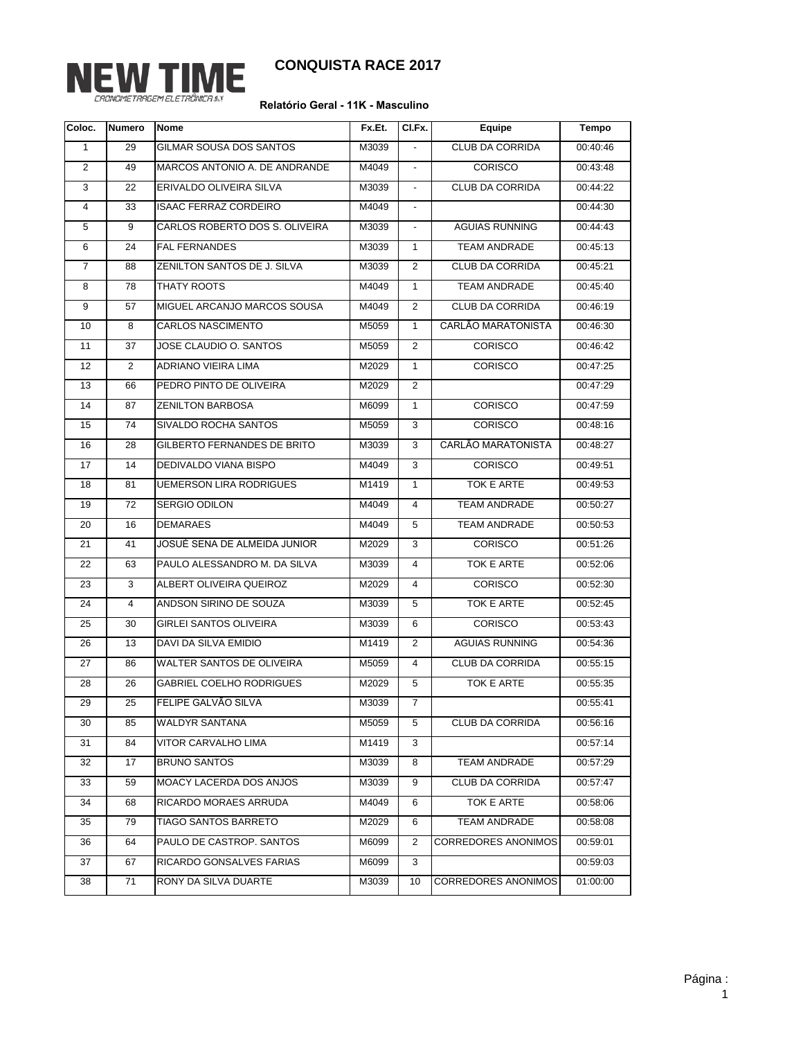NEW TIME

CRONOMETRAGEM ELETRÔNICA

# CONQUISTA RACE 2017

**Relatório Geral - 11K - Masculino**

| Coloc. | Numero | Nome | Fx.Et. | Cl.Fx. | Equipe | Tempo |
|---|---|---|---|---|---|---|
| 1 | 29 | GILMAR SOUSA DOS SANTOS | M3039 | - | CLUB DA CORRIDA | 00:40:46 |
| 2 | 49 | MARCOS ANTONIO A. DE ANDRANDE | M4049 | - | CORISCO | 00:43:48 |
| 3 | 22 | ERIVALDO OLIVEIRA SILVA | M3039 | - | CLUB DA CORRIDA | 00:44:22 |
| 4 | 33 | ISAAC FERRAZ CORDEIRO | M4049 | - | | 00:44:30 |
| 5 | 9 | CARLOS ROBERTO DOS S. OLIVEIRA | M3039 | - | AGUIAS RUNNING | 00:44:43 |
| 6 | 24 | FAL FERNANDES | M3039 | 1 | TEAM ANDRADE | 00:45:13 |
| 7 | 88 | ZENILTON SANTOS DE J. SILVA | M3039 | 2 | CLUB DA CORRIDA | 00:45:21 |
| 8 | 78 | THATY ROOTS | M4049 | 1 | TEAM ANDRADE | 00:45:40 |
| 9 | 57 | MIGUEL ARCANJO MARCOS SOUSA | M4049 | 2 | CLUB DA CORRIDA | 00:46:19 |
| 10 | 8 | CARLOS NASCIMENTO | M5059 | 1 | CARLÃO MARATONISTA | 00:46:30 |
| 11 | 37 | JOSE CLAUDIO O. SANTOS | M5059 | 2 | CORISCO | 00:46:42 |
| 12 | 2 | ADRIANO VIEIRA LIMA | M2029 | 1 | CORISCO | 00:47:25 |
| 13 | 66 | PEDRO PINTO DE OLIVEIRA | M2029 | 2 | | 00:47:29 |
| 14 | 87 | ZENILTON BARBOSA | M6099 | 1 | CORISCO | 00:47:59 |
| 15 | 74 | SIVALDO ROCHA SANTOS | M5059 | 3 | CORISCO | 00:48:16 |
| 16 | 28 | GILBERTO FERNANDES DE BRITO | M3039 | 3 | CARLÃO MARATONISTA | 00:48:27 |
| 17 | 14 | DEDIVALDO VIANA BISPO | M4049 | 3 | CORISCO | 00:49:51 |
| 18 | 81 | UEMERSON LIRA RODRIGUES | M1419 | 1 | TOK E ARTE | 00:49:53 |
| 19 | 72 | SERGIO ODILON | M4049 | 4 | TEAM ANDRADE | 00:50:27 |
| 20 | 16 | DEMARAES | M4049 | 5 | TEAM ANDRADE | 00:50:53 |
| 21 | 41 | JOSUÉ SENA DE ALMEIDA JUNIOR | M2029 | 3 | CORISCO | 00:51:26 |
| 22 | 63 | PAULO ALESSANDRO M. DA SILVA | M3039 | 4 | TOK E ARTE | 00:52:06 |
| 23 | 3 | ALBERT OLIVEIRA QUEIROZ | M2029 | 4 | CORISCO | 00:52:30 |
| 24 | 4 | ANDSON SIRINO DE SOUZA | M3039 | 5 | TOK E ARTE | 00:52:45 |
| 25 | 30 | GIRLEI SANTOS OLIVEIRA | M3039 | 6 | CORISCO | 00:53:43 |
| 26 | 13 | DAVI DA SILVA EMIDIO | M1419 | 2 | AGUIAS RUNNING | 00:54:36 |
| 27 | 86 | WALTER SANTOS DE OLIVEIRA | M5059 | 4 | CLUB DA CORRIDA | 00:55:15 |
| 28 | 26 | GABRIEL COELHO RODRIGUES | M2029 | 5 | TOK E ARTE | 00:55:35 |
| 29 | 25 | FELIPE GALVÃO SILVA | M3039 | 7 | | 00:55:41 |
| 30 | 85 | WALDYR SANTANA | M5059 | 5 | CLUB DA CORRIDA | 00:56:16 |
| 31 | 84 | VITOR CARVALHO LIMA | M1419 | 3 | | 00:57:14 |
| 32 | 17 | BRUNO SANTOS | M3039 | 8 | TEAM ANDRADE | 00:57:29 |
| 33 | 59 | MOACY LACERDA DOS ANJOS | M3039 | 9 | CLUB DA CORRIDA | 00:57:47 |
| 34 | 68 | RICARDO MORAES ARRUDA | M4049 | 6 | TOK E ARTE | 00:58:06 |
| 35 | 79 | TIAGO SANTOS BARRETO | M2029 | 6 | TEAM ANDRADE | 00:58:08 |
| 36 | 64 | PAULO DE CASTROP. SANTOS | M6099 | 2 | CORREDORES ANONIMOS | 00:59:01 |
| 37 | 67 | RICARDO GONSALVES FARIAS | M6099 | 3 | | 00:59:03 |
| 38 | 71 | RONY DA SILVA DUARTE | M3039 | 10 | CORREDORES ANONIMOS | 01:00:00 |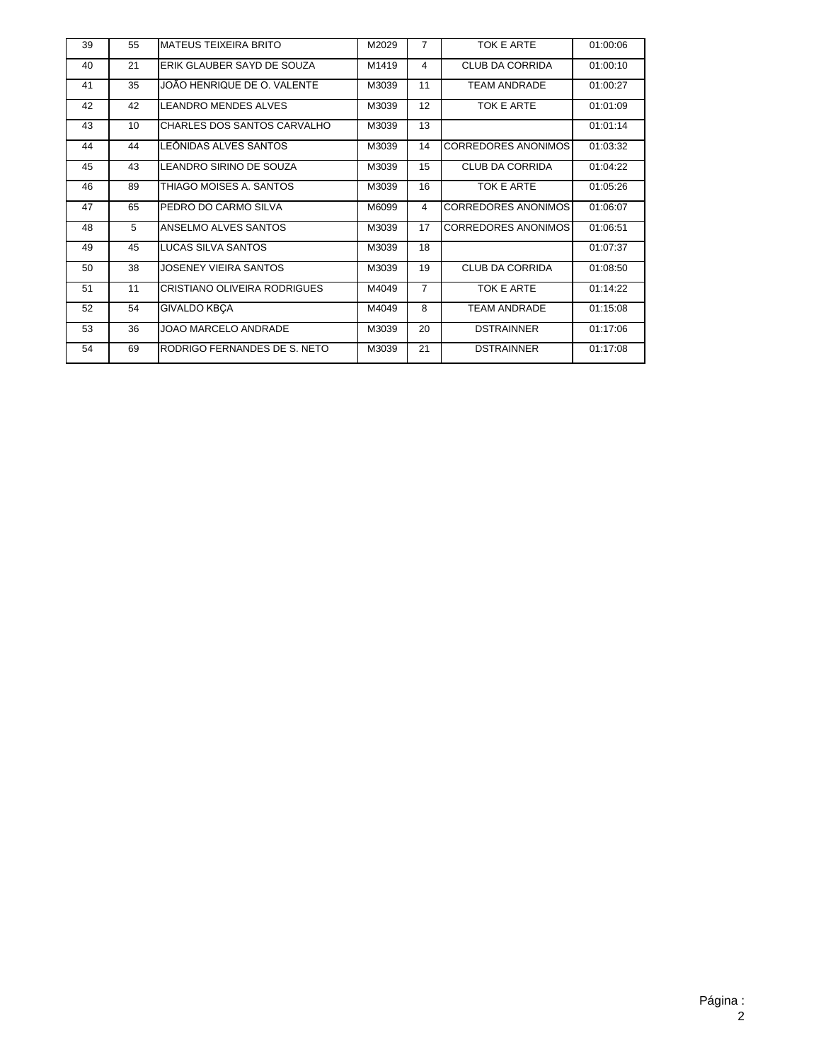| | | | | | | |
|---|---|---|---|---|---|---|
| 39 | 55 | MATEUS TEIXEIRA BRITO | M2029 | 7 | TOK E ARTE | 01:00:06 |
| 40 | 21 | ERIK GLAUBER SAYD DE SOUZA | M1419 | 4 | CLUB DA CORRIDA | 01:00:10 |
| 41 | 35 | JOÃO HENRIQUE DE O. VALENTE | M3039 | 11 | TEAM ANDRADE | 01:00:27 |
| 42 | 42 | LEANDRO MENDES ALVES | M3039 | 12 | TOK E ARTE | 01:01:09 |
| 43 | 10 | CHARLES DOS SANTOS CARVALHO | M3039 | 13 | | 01:01:14 |
| 44 | 44 | LEÔNIDAS ALVES SANTOS | M3039 | 14 | CORREDORES ANONIMOS | 01:03:32 |
| 45 | 43 | LEANDRO SIRINO DE SOUZA | M3039 | 15 | CLUB DA CORRIDA | 01:04:22 |
| 46 | 89 | THIAGO MOISES A. SANTOS | M3039 | 16 | TOK E ARTE | 01:05:26 |
| 47 | 65 | PEDRO DO CARMO SILVA | M6099 | 4 | CORREDORES ANONIMOS | 01:06:07 |
| 48 | 5 | ANSELMO ALVES SANTOS | M3039 | 17 | CORREDORES ANONIMOS | 01:06:51 |
| 49 | 45 | LUCAS SILVA SANTOS | M3039 | 18 | | 01:07:37 |
| 50 | 38 | JOSENEY VIEIRA SANTOS | M3039 | 19 | CLUB DA CORRIDA | 01:08:50 |
| 51 | 11 | CRISTIANO OLIVEIRA RODRIGUES | M4049 | 7 | TOK E ARTE | 01:14:22 |
| 52 | 54 | GIVALDO KBÇA | M4049 | 8 | TEAM ANDRADE | 01:15:08 |
| 53 | 36 | JOAO MARCELO ANDRADE | M3039 | 20 | DSTRAINNER | 01:17:06 |
| 54 | 69 | RODRIGO FERNANDES DE S. NETO | M3039 | 21 | DSTRAINNER | 01:17:08 |